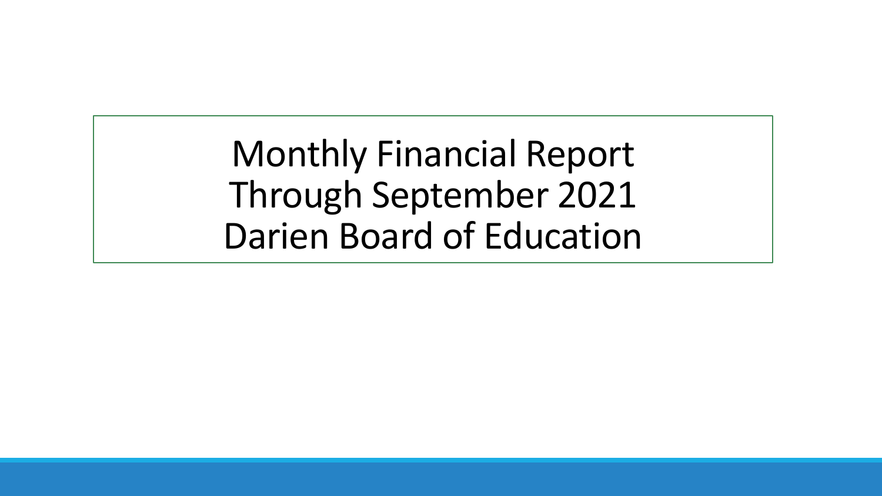# Monthly Financial Report
# Through September 2021
# Darien Board of Education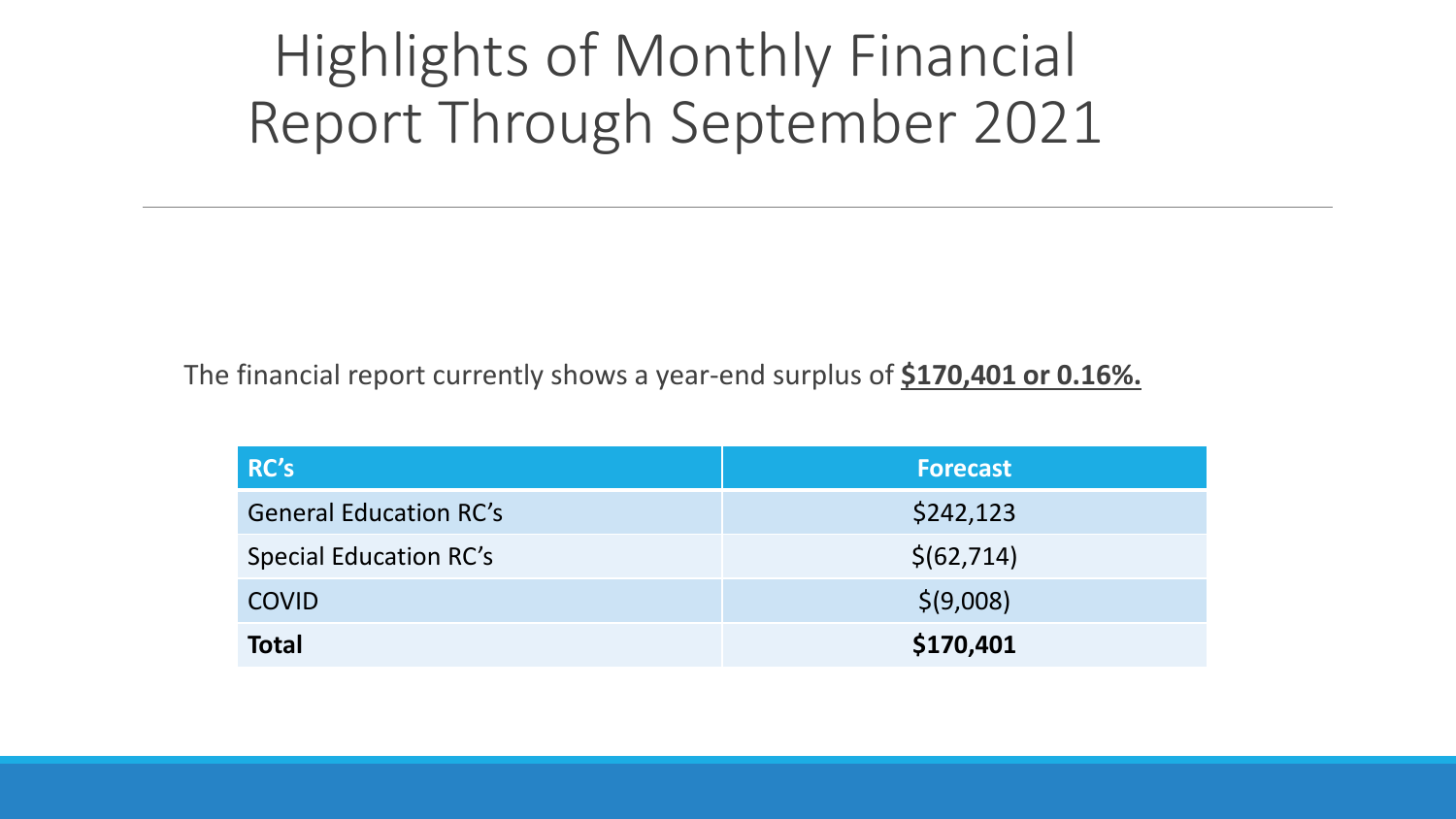# Highlights of Monthly Financial Report Through September 2021

The financial report currently shows a year-end surplus of **$170,401 or 0.16%.**

| RC's | Forecast |
|---|---|
| General Education RC's | $242,123 |
| Special Education RC's | $(62,714) |
| COVID | $(9,008) |
| **Total** | **$170,401** |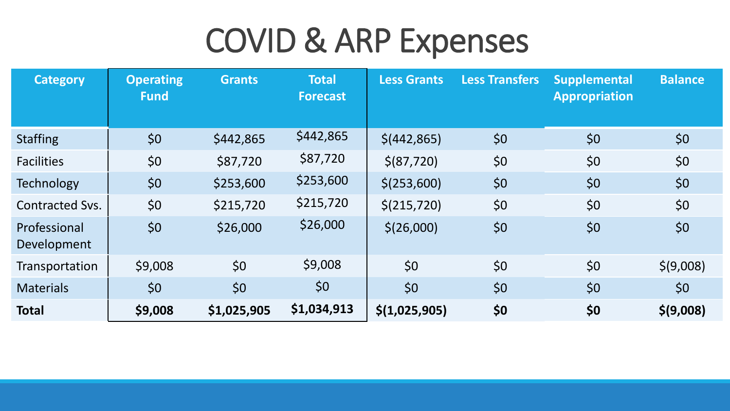# COVID & ARP Expenses

| Category | Operating Fund | Grants | Total Forecast | Less Grants | Less Transfers | Supplemental Appropriation | Balance |
|---|---|---|---|---|---|---|---|
| Staffing | $0 | $442,865 | $442,865 | $(442,865) | $0 | $0 | $0 |
| Facilities | $0 | $87,720 | $87,720 | $(87,720) | $0 | $0 | $0 |
| Technology | $0 | $253,600 | $253,600 | $(253,600) | $0 | $0 | $0 |
| Contracted Svs. | $0 | $215,720 | $215,720 | $(215,720) | $0 | $0 | $0 |
| Professional Development | $0 | $26,000 | $26,000 | $(26,000) | $0 | $0 | $0 |
| Transportation | $9,008 | $0 | $9,008 | $0 | $0 | $0 | $(9,008) |
| Materials | $0 | $0 | $0 | $0 | $0 | $0 | $0 |
| **Total** | **$9,008** | **$1,025,905** | **$1,034,913** | **$(1,025,905)** | **$0** | **$0** | **$(9,008)** |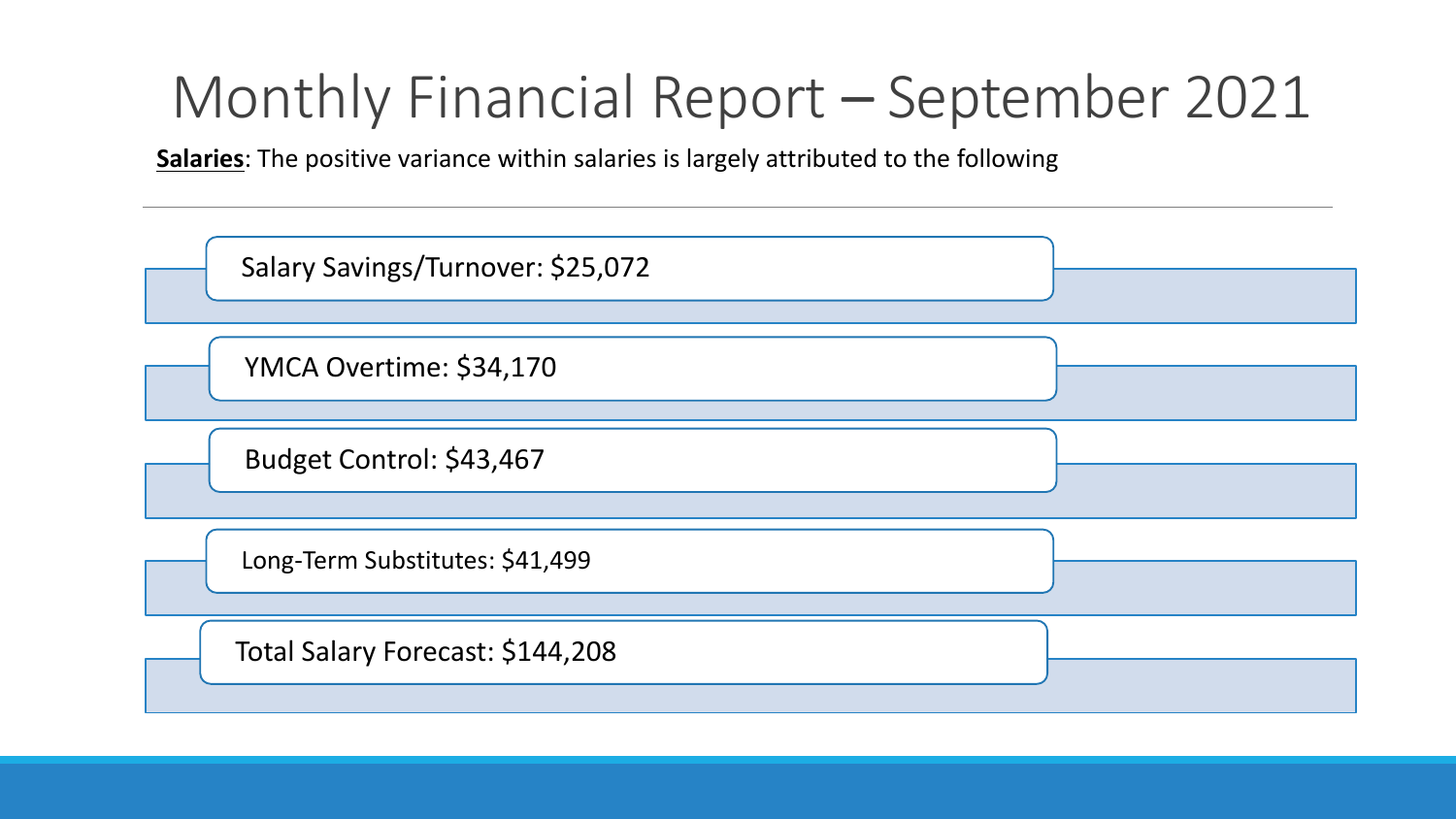# Monthly Financial Report – September 2021

**Salaries**: The positive variance within salaries is largely attributed to the following

- Salary Savings/Turnover: $25,072
- YMCA Overtime: $34,170
- Budget Control: $43,467
- Long-Term Substitutes: $41,499
- Total Salary Forecast: $144,208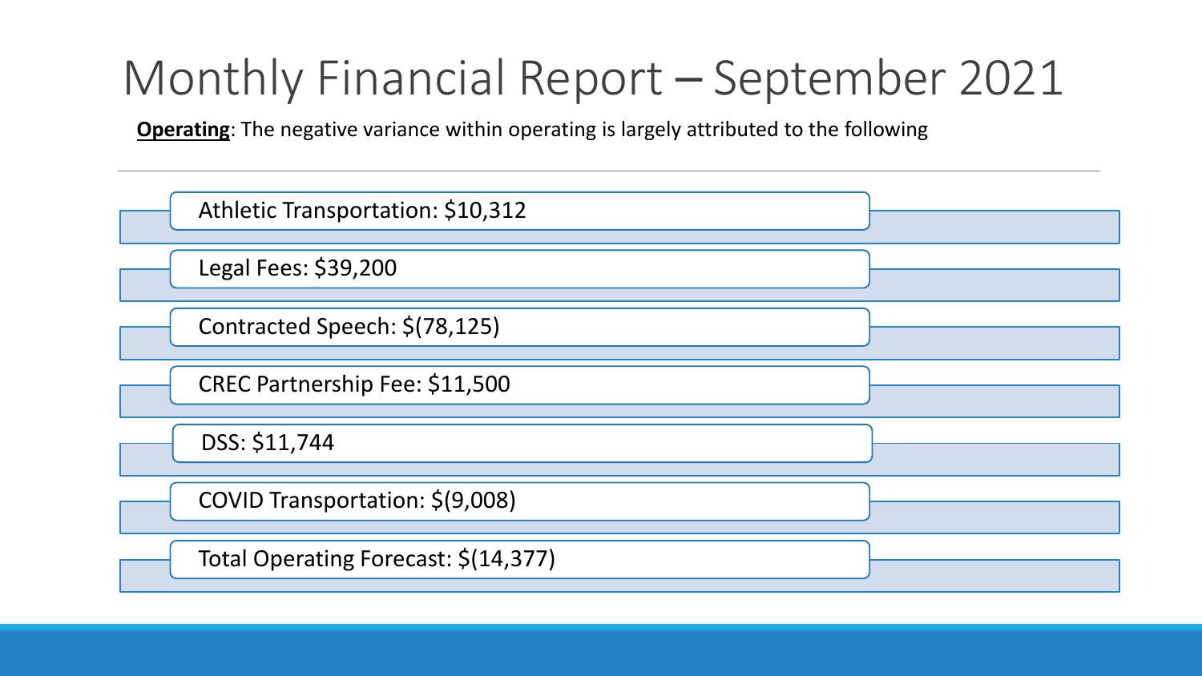# Monthly Financial Report – September 2021

**Operating**: The negative variance within operating is largely attributed to the following

- Athletic Transportation: $10,312
- Legal Fees: $39,200
- Contracted Speech: $(78,125)
- CREC Partnership Fee: $11,500
- DSS: $11,744
- COVID Transportation: $(9,008)
- Total Operating Forecast: $(14,377)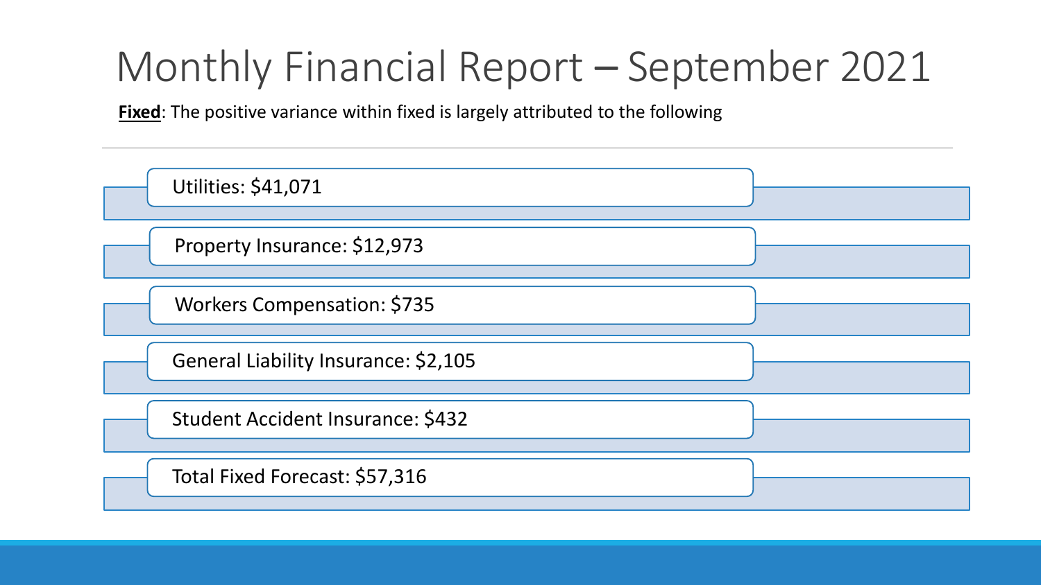# Monthly Financial Report – September 2021

**Fixed**: The positive variance within fixed is largely attributed to the following

- Utilities: $41,071
- Property Insurance: $12,973
- Workers Compensation: $735
- General Liability Insurance: $2,105
- Student Accident Insurance: $432
- Total Fixed Forecast: $57,316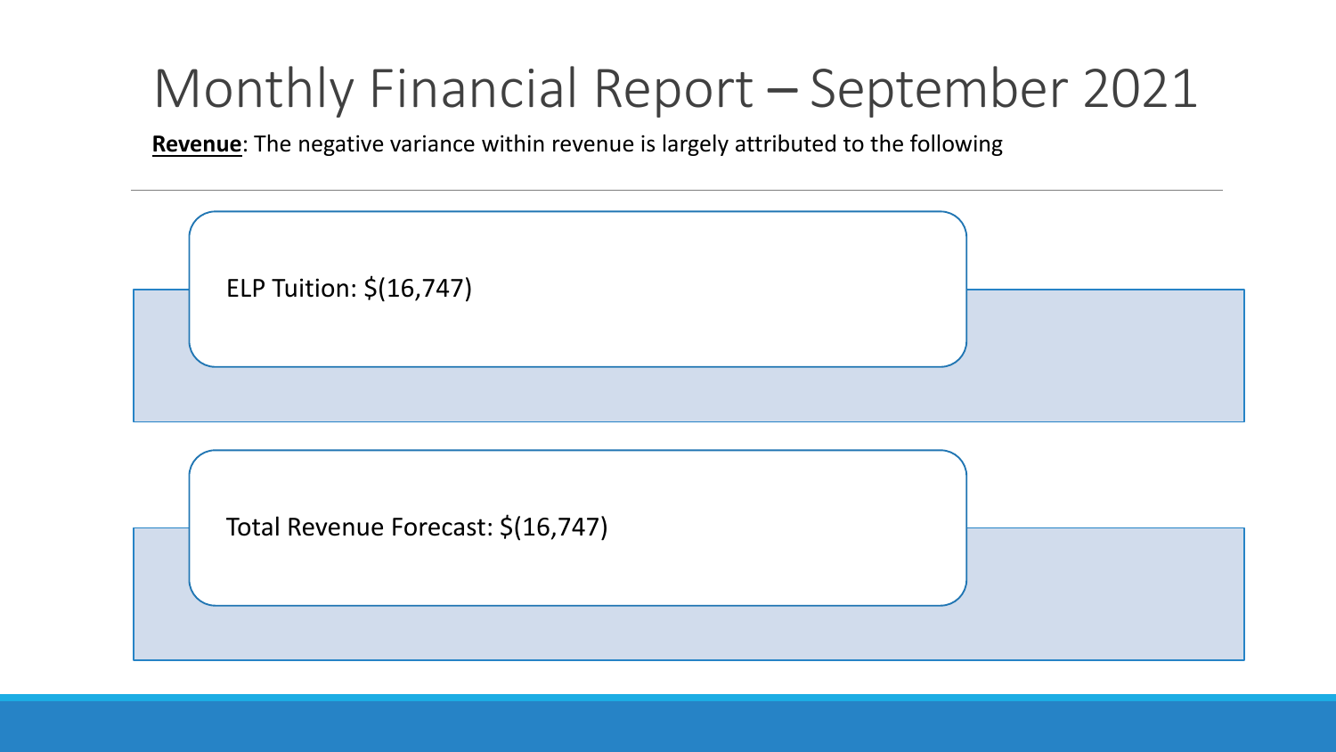# Monthly Financial Report – September 2021

**<u>Revenue</u>**: The negative variance within revenue is largely attributed to the following

ELP Tuition: $(16,747)

Total Revenue Forecast: $(16,747)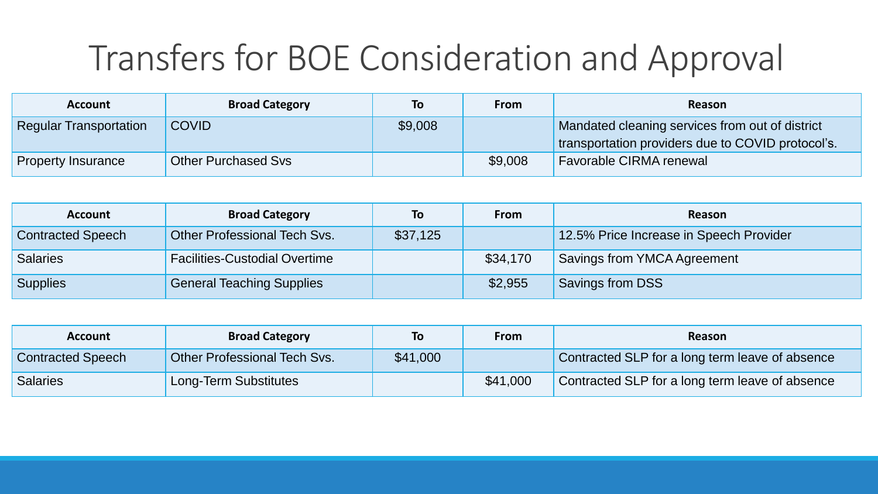# Transfers for BOE Consideration and Approval

| Account | Broad Category | To | From | Reason |
|---|---|---|---|---|
| Regular Transportation | COVID | $9,008 | | Mandated cleaning services from out of district transportation providers due to COVID protocol's. |
| Property Insurance | Other Purchased Svs | | $9,008 | Favorable CIRMA renewal |

| Account | Broad Category | To | From | Reason |
|---|---|---|---|---|
| Contracted Speech | Other Professional Tech Svs. | $37,125 | | 12.5% Price Increase in Speech Provider |
| Salaries | Facilities-Custodial Overtime | | $34,170 | Savings from YMCA Agreement |
| Supplies | General Teaching Supplies | | $2,955 | Savings from DSS |

| Account | Broad Category | To | From | Reason |
|---|---|---|---|---|
| Contracted Speech | Other Professional Tech Svs. | $41,000 | | Contracted SLP for a long term leave of absence |
| Salaries | Long-Term Substitutes | | $41,000 | Contracted SLP for a long term leave of absence |